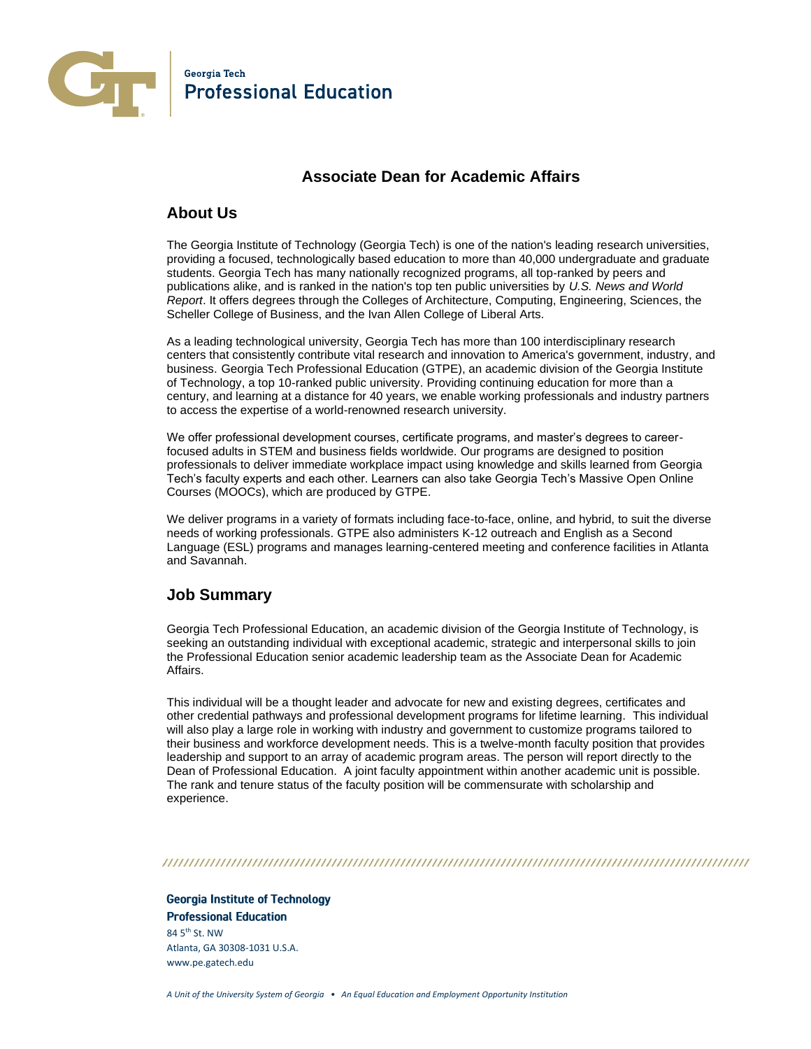Georgia Tech
**Professional Education**

# Associate Dean for Academic Affairs

## About Us

The Georgia Institute of Technology (Georgia Tech) is one of the nation's leading research universities, providing a focused, technologically based education to more than 40,000 undergraduate and graduate students. Georgia Tech has many nationally recognized programs, all top-ranked by peers and publications alike, and is ranked in the nation's top ten public universities by *U.S. News and World Report*. It offers degrees through the Colleges of Architecture, Computing, Engineering, Sciences, the Scheller College of Business, and the Ivan Allen College of Liberal Arts.

As a leading technological university, Georgia Tech has more than 100 interdisciplinary research centers that consistently contribute vital research and innovation to America's government, industry, and business. Georgia Tech Professional Education (GTPE), an academic division of the Georgia Institute of Technology, a top 10-ranked public university. Providing continuing education for more than a century, and learning at a distance for 40 years, we enable working professionals and industry partners to access the expertise of a world-renowned research university.

We offer professional development courses, certificate programs, and master's degrees to career-focused adults in STEM and business fields worldwide. Our programs are designed to position professionals to deliver immediate workplace impact using knowledge and skills learned from Georgia Tech's faculty experts and each other. Learners can also take Georgia Tech's Massive Open Online Courses (MOOCs), which are produced by GTPE.

We deliver programs in a variety of formats including face-to-face, online, and hybrid, to suit the diverse needs of working professionals. GTPE also administers K-12 outreach and English as a Second Language (ESL) programs and manages learning-centered meeting and conference facilities in Atlanta and Savannah.

## Job Summary

Georgia Tech Professional Education, an academic division of the Georgia Institute of Technology, is seeking an outstanding individual with exceptional academic, strategic and interpersonal skills to join the Professional Education senior academic leadership team as the Associate Dean for Academic Affairs.

This individual will be a thought leader and advocate for new and existing degrees, certificates and other credential pathways and professional development programs for lifetime learning. This individual will also play a large role in working with industry and government to customize programs tailored to their business and workforce development needs. This is a twelve-month faculty position that provides leadership and support to an array of academic program areas. The person will report directly to the Dean of Professional Education. A joint faculty appointment within another academic unit is possible. The rank and tenure status of the faculty position will be commensurate with scholarship and experience.

**Georgia Institute of Technology**
**Professional Education**
84 5th St. NW
Atlanta, GA 30308-1031 U.S.A.
www.pe.gatech.edu

*A Unit of the University System of Georgia • An Equal Education and Employment Opportunity Institution*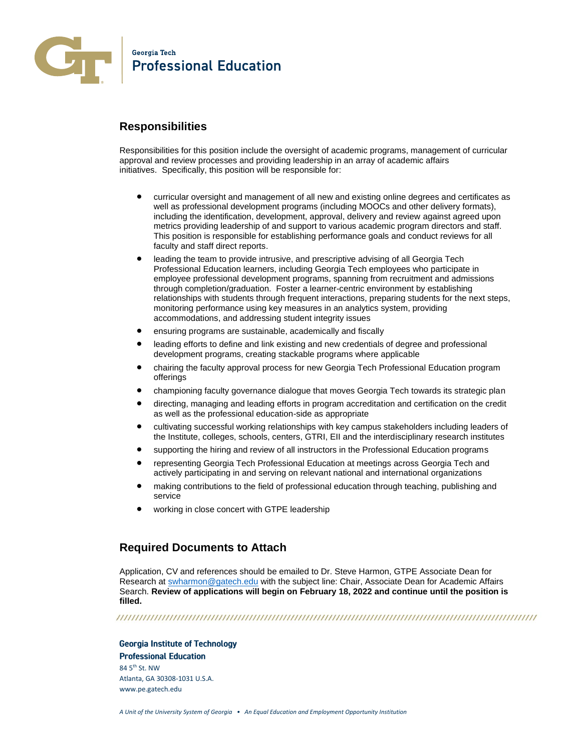## Responsibilities

Responsibilities for this position include the oversight of academic programs, management of curricular approval and review processes and providing leadership in an array of academic affairs initiatives. Specifically, this position will be responsible for:

- curricular oversight and management of all new and existing online degrees and certificates as well as professional development programs (including MOOCs and other delivery formats), including the identification, development, approval, delivery and review against agreed upon metrics providing leadership of and support to various academic program directors and staff. This position is responsible for establishing performance goals and conduct reviews for all faculty and staff direct reports.
- leading the team to provide intrusive, and prescriptive advising of all Georgia Tech Professional Education learners, including Georgia Tech employees who participate in employee professional development programs, spanning from recruitment and admissions through completion/graduation. Foster a learner-centric environment by establishing relationships with students through frequent interactions, preparing students for the next steps, monitoring performance using key measures in an analytics system, providing accommodations, and addressing student integrity issues
- ensuring programs are sustainable, academically and fiscally
- leading efforts to define and link existing and new credentials of degree and professional development programs, creating stackable programs where applicable
- chairing the faculty approval process for new Georgia Tech Professional Education program offerings
- championing faculty governance dialogue that moves Georgia Tech towards its strategic plan
- directing, managing and leading efforts in program accreditation and certification on the credit as well as the professional education-side as appropriate
- cultivating successful working relationships with key campus stakeholders including leaders of the Institute, colleges, schools, centers, GTRI, EII and the interdisciplinary research institutes
- supporting the hiring and review of all instructors in the Professional Education programs
- representing Georgia Tech Professional Education at meetings across Georgia Tech and actively participating in and serving on relevant national and international organizations
- making contributions to the field of professional education through teaching, publishing and service
- working in close concert with GTPE leadership

## Required Documents to Attach

Application, CV and references should be emailed to Dr. Steve Harmon, GTPE Associate Dean for Research at swharmon@gatech.edu with the subject line: Chair, Associate Dean for Academic Affairs Search. **Review of applications will begin on February 18, 2022 and continue until the position is filled.**

**Georgia Institute of Technology**
**Professional Education**
84 5th St. NW
Atlanta, GA 30308-1031 U.S.A.
www.pe.gatech.edu

*A Unit of the University System of Georgia • An Equal Education and Employment Opportunity Institution*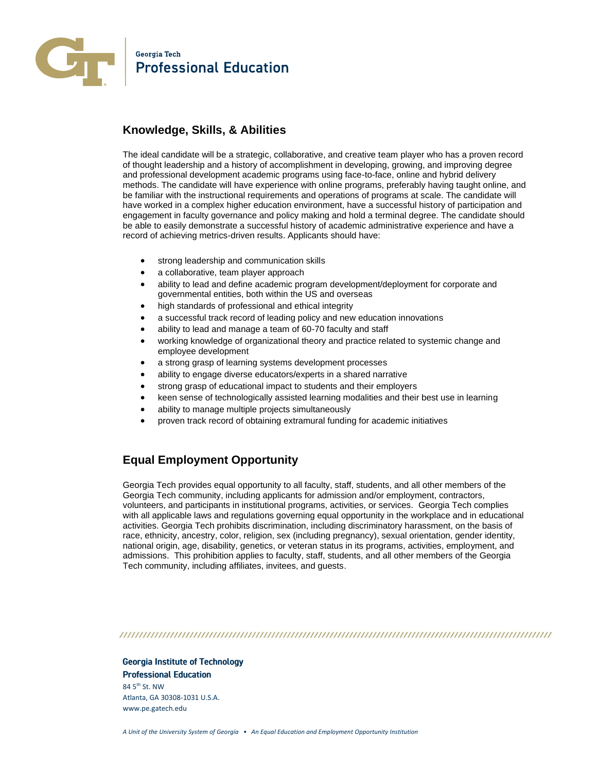## Knowledge, Skills, & Abilities

The ideal candidate will be a strategic, collaborative, and creative team player who has a proven record of thought leadership and a history of accomplishment in developing, growing, and improving degree and professional development academic programs using face-to-face, online and hybrid delivery methods. The candidate will have experience with online programs, preferably having taught online, and be familiar with the instructional requirements and operations of programs at scale. The candidate will have worked in a complex higher education environment, have a successful history of participation and engagement in faculty governance and policy making and hold a terminal degree. The candidate should be able to easily demonstrate a successful history of academic administrative experience and have a record of achieving metrics-driven results. Applicants should have:

- strong leadership and communication skills
- a collaborative, team player approach
- ability to lead and define academic program development/deployment for corporate and governmental entities, both within the US and overseas
- high standards of professional and ethical integrity
- a successful track record of leading policy and new education innovations
- ability to lead and manage a team of 60-70 faculty and staff
- working knowledge of organizational theory and practice related to systemic change and employee development
- a strong grasp of learning systems development processes
- ability to engage diverse educators/experts in a shared narrative
- strong grasp of educational impact to students and their employers
- keen sense of technologically assisted learning modalities and their best use in learning
- ability to manage multiple projects simultaneously
- proven track record of obtaining extramural funding for academic initiatives

## Equal Employment Opportunity

Georgia Tech provides equal opportunity to all faculty, staff, students, and all other members of the Georgia Tech community, including applicants for admission and/or employment, contractors, volunteers, and participants in institutional programs, activities, or services. Georgia Tech complies with all applicable laws and regulations governing equal opportunity in the workplace and in educational activities. Georgia Tech prohibits discrimination, including discriminatory harassment, on the basis of race, ethnicity, ancestry, color, religion, sex (including pregnancy), sexual orientation, gender identity, national origin, age, disability, genetics, or veteran status in its programs, activities, employment, and admissions. This prohibition applies to faculty, staff, students, and all other members of the Georgia Tech community, including affiliates, invitees, and guests.

**Georgia Institute of Technology**
**Professional Education**
84 5th St. NW
Atlanta, GA 30308-1031 U.S.A.
www.pe.gatech.edu

*A Unit of the University System of Georgia • An Equal Education and Employment Opportunity Institution*